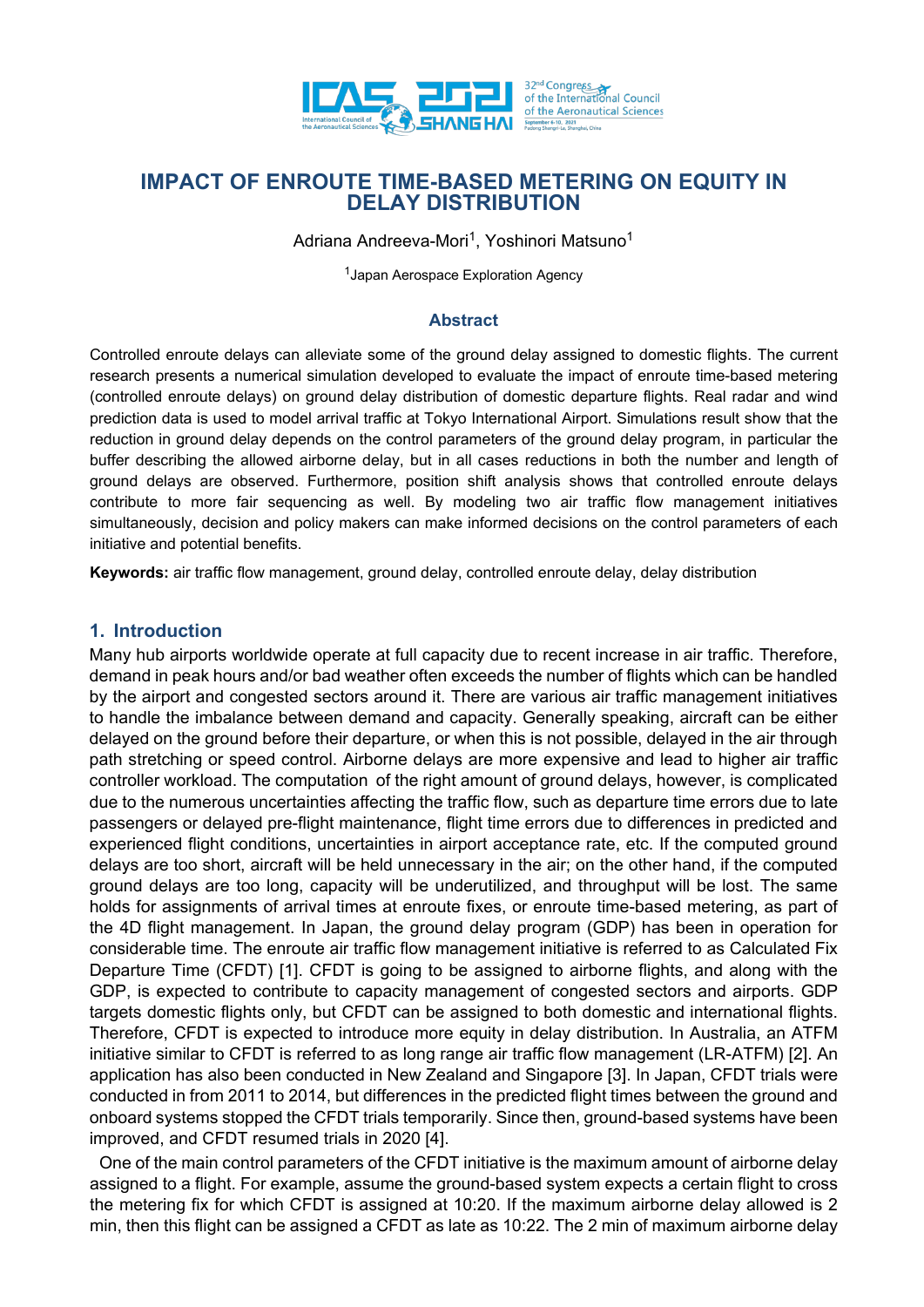# IMPACT OF ENROUTE TIME-BASED METERING ON EQUITY IN DELAY DISTRIBUTION

Adriana Andreeva-Mori[1], Yoshinori Matsuno[1]

[1]Japan Aerospace Exploration Agency

## Abstract

Controlled enroute delays can alleviate some of the ground delay assigned to domestic flights. The current research presents a numerical simulation developed to evaluate the impact of enroute time-based metering (controlled enroute delays) on ground delay distribution of domestic departure flights. Real radar and wind prediction data is used to model arrival traffic at Tokyo International Airport. Simulations result show that the reduction in ground delay depends on the control parameters of the ground delay program, in particular the buffer describing the allowed airborne delay, but in all cases reductions in both the number and length of ground delays are observed. Furthermore, position shift analysis shows that controlled enroute delays contribute to more fair sequencing as well. By modeling two air traffic flow management initiatives simultaneously, decision and policy makers can make informed decisions on the control parameters of each initiative and potential benefits.

**Keywords:** air traffic flow management, ground delay, controlled enroute delay, delay distribution

## 1. Introduction

Many hub airports worldwide operate at full capacity due to recent increase in air traffic. Therefore, demand in peak hours and/or bad weather often exceeds the number of flights which can be handled by the airport and congested sectors around it. There are various air traffic management initiatives to handle the imbalance between demand and capacity. Generally speaking, aircraft can be either delayed on the ground before their departure, or when this is not possible, delayed in the air through path stretching or speed control. Airborne delays are more expensive and lead to higher air traffic controller workload. The computation of the right amount of ground delays, however, is complicated due to the numerous uncertainties affecting the traffic flow, such as departure time errors due to late passengers or delayed pre-flight maintenance, flight time errors due to differences in predicted and experienced flight conditions, uncertainties in airport acceptance rate, etc. If the computed ground delays are too short, aircraft will be held unnecessary in the air; on the other hand, if the computed ground delays are too long, capacity will be underutilized, and throughput will be lost. The same holds for assignments of arrival times at enroute fixes, or enroute time-based metering, as part of the 4D flight management. In Japan, the ground delay program (GDP) has been in operation for considerable time. The enroute air traffic flow management initiative is referred to as Calculated Fix Departure Time (CFDT) [1]. CFDT is going to be assigned to airborne flights, and along with the GDP, is expected to contribute to capacity management of congested sectors and airports. GDP targets domestic flights only, but CFDT can be assigned to both domestic and international flights. Therefore, CFDT is expected to introduce more equity in delay distribution. In Australia, an ATFM initiative similar to CFDT is referred to as long range air traffic flow management (LR-ATFM) [2]. An application has also been conducted in New Zealand and Singapore [3]. In Japan, CFDT trials were conducted in from 2011 to 2014, but differences in the predicted flight times between the ground and onboard systems stopped the CFDT trials temporarily. Since then, ground-based systems have been improved, and CFDT resumed trials in 2020 [4].

One of the main control parameters of the CFDT initiative is the maximum amount of airborne delay assigned to a flight. For example, assume the ground-based system expects a certain flight to cross the metering fix for which CFDT is assigned at 10:20. If the maximum airborne delay allowed is 2 min, then this flight can be assigned a CFDT as late as 10:22. The 2 min of maximum airborne delay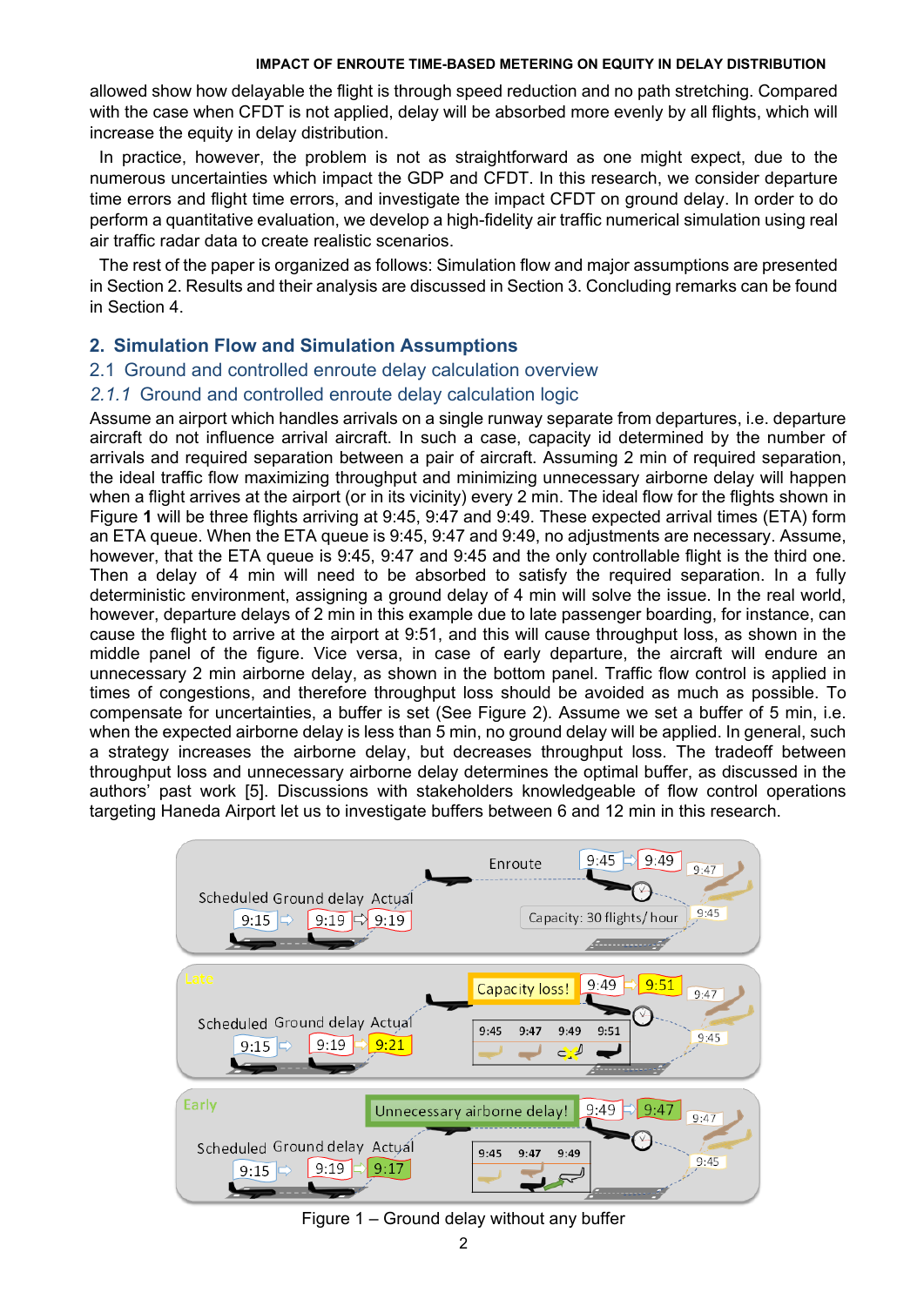allowed show how delayable the flight is through speed reduction and no path stretching. Compared with the case when CFDT is not applied, delay will be absorbed more evenly by all flights, which will increase the equity in delay distribution.

In practice, however, the problem is not as straightforward as one might expect, due to the numerous uncertainties which impact the GDP and CFDT. In this research, we consider departure time errors and flight time errors, and investigate the impact CFDT on ground delay. In order to do perform a quantitative evaluation, we develop a high-fidelity air traffic numerical simulation using real air traffic radar data to create realistic scenarios.

The rest of the paper is organized as follows: Simulation flow and major assumptions are presented in Section 2. Results and their analysis are discussed in Section 3. Concluding remarks can be found in Section 4.

## 2. Simulation Flow and Simulation Assumptions

### 2.1 Ground and controlled enroute delay calculation overview

#### *2.1.1* Ground and controlled enroute delay calculation logic

Assume an airport which handles arrivals on a single runway separate from departures, i.e. departure aircraft do not influence arrival aircraft. In such a case, capacity id determined by the number of arrivals and required separation between a pair of aircraft. Assuming 2 min of required separation, the ideal traffic flow maximizing throughput and minimizing unnecessary airborne delay will happen when a flight arrives at the airport (or in its vicinity) every 2 min. The ideal flow for the flights shown in Figure **1** will be three flights arriving at 9:45, 9:47 and 9:49. These expected arrival times (ETA) form an ETA queue. When the ETA queue is 9:45, 9:47 and 9:49, no adjustments are necessary. Assume, however, that the ETA queue is 9:45, 9:47 and 9:45 and the only controllable flight is the third one. Then a delay of 4 min will need to be absorbed to satisfy the required separation. In a fully deterministic environment, assigning a ground delay of 4 min will solve the issue. In the real world, however, departure delays of 2 min in this example due to late passenger boarding, for instance, can cause the flight to arrive at the airport at 9:51, and this will cause throughput loss, as shown in the middle panel of the figure. Vice versa, in case of early departure, the aircraft will endure an unnecessary 2 min airborne delay, as shown in the bottom panel. Traffic flow control is applied in times of congestions, and therefore throughput loss should be avoided as much as possible. To compensate for uncertainties, a buffer is set (See Figure 2). Assume we set a buffer of 5 min, i.e. when the expected airborne delay is less than 5 min, no ground delay will be applied. In general, such a strategy increases the airborne delay, but decreases throughput loss. The tradeoff between throughput loss and unnecessary airborne delay determines the optimal buffer, as discussed in the authors' past work [5]. Discussions with stakeholders knowledgeable of flow control operations targeting Haneda Airport let us to investigate buffers between 6 and 12 min in this research.

Figure 1 – Ground delay without any buffer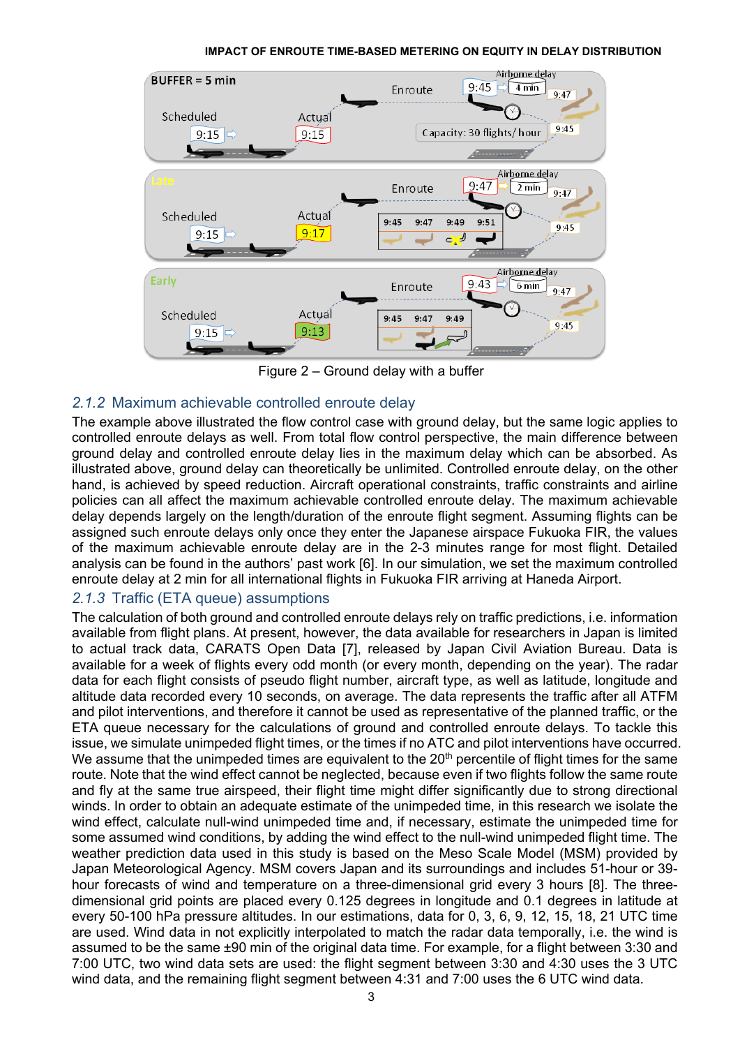Figure 2 – Ground delay with a buffer

### *2.1.2* Maximum achievable controlled enroute delay

The example above illustrated the flow control case with ground delay, but the same logic applies to controlled enroute delays as well. From total flow control perspective, the main difference between ground delay and controlled enroute delay lies in the maximum delay which can be absorbed. As illustrated above, ground delay can theoretically be unlimited. Controlled enroute delay, on the other hand, is achieved by speed reduction. Aircraft operational constraints, traffic constraints and airline policies can all affect the maximum achievable controlled enroute delay. The maximum achievable delay depends largely on the length/duration of the enroute flight segment. Assuming flights can be assigned such enroute delays only once they enter the Japanese airspace Fukuoka FIR, the values of the maximum achievable enroute delay are in the 2-3 minutes range for most flight. Detailed analysis can be found in the authors' past work [6]. In our simulation, we set the maximum controlled enroute delay at 2 min for all international flights in Fukuoka FIR arriving at Haneda Airport.

### *2.1.3* Traffic (ETA queue) assumptions

The calculation of both ground and controlled enroute delays rely on traffic predictions, i.e. information available from flight plans. At present, however, the data available for researchers in Japan is limited to actual track data, CARATS Open Data [7], released by Japan Civil Aviation Bureau. Data is available for a week of flights every odd month (or every month, depending on the year). The radar data for each flight consists of pseudo flight number, aircraft type, as well as latitude, longitude and altitude data recorded every 10 seconds, on average. The data represents the traffic after all ATFM and pilot interventions, and therefore it cannot be used as representative of the planned traffic, or the ETA queue necessary for the calculations of ground and controlled enroute delays. To tackle this issue, we simulate unimpeded flight times, or the times if no ATC and pilot interventions have occurred. We assume that the unimpeded times are equivalent to the 20$^{th}$ percentile of flight times for the same route. Note that the wind effect cannot be neglected, because even if two flights follow the same route and fly at the same true airspeed, their flight time might differ significantly due to strong directional winds. In order to obtain an adequate estimate of the unimpeded time, in this research we isolate the wind effect, calculate null-wind unimpeded time and, if necessary, estimate the unimpeded time for some assumed wind conditions, by adding the wind effect to the null-wind unimpeded flight time. The weather prediction data used in this study is based on the Meso Scale Model (MSM) provided by Japan Meteorological Agency. MSM covers Japan and its surroundings and includes 51-hour or 39-hour forecasts of wind and temperature on a three-dimensional grid every 3 hours [8]. The three-dimensional grid points are placed every 0.125 degrees in longitude and 0.1 degrees in latitude at every 50-100 hPa pressure altitudes. In our estimations, data for 0, 3, 6, 9, 12, 15, 18, 21 UTC time are used. Wind data in not explicitly interpolated to match the radar data temporally, i.e. the wind is assumed to be the same ±90 min of the original data time. For example, for a flight between 3:30 and 7:00 UTC, two wind data sets are used: the flight segment between 3:30 and 4:30 uses the 3 UTC wind data, and the remaining flight segment between 4:31 and 7:00 uses the 6 UTC wind data.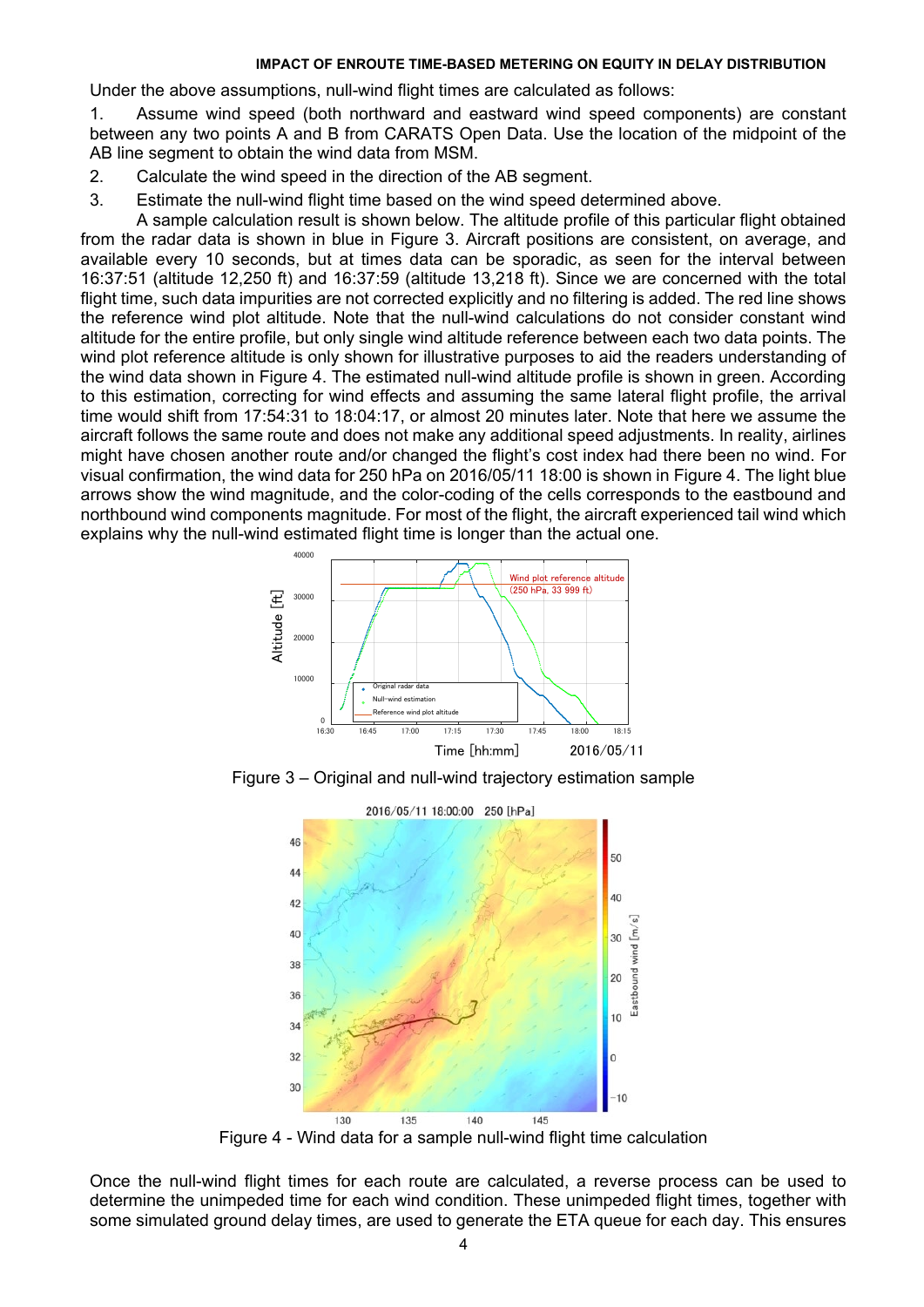Under the above assumptions, null-wind flight times are calculated as follows:

1. Assume wind speed (both northward and eastward wind speed components) are constant between any two points A and B from CARATS Open Data. Use the location of the midpoint of the AB line segment to obtain the wind data from MSM.
2. Calculate the wind speed in the direction of the AB segment.
3. Estimate the null-wind flight time based on the wind speed determined above.

A sample calculation result is shown below. The altitude profile of this particular flight obtained from the radar data is shown in blue in Figure 3. Aircraft positions are consistent, on average, and available every 10 seconds, but at times data can be sporadic, as seen for the interval between 16:37:51 (altitude 12,250 ft) and 16:37:59 (altitude 13,218 ft). Since we are concerned with the total flight time, such data impurities are not corrected explicitly and no filtering is added. The red line shows the reference wind plot altitude. Note that the null-wind calculations do not consider constant wind altitude for the entire profile, but only single wind altitude reference between each two data points. The wind plot reference altitude is only shown for illustrative purposes to aid the readers understanding of the wind data shown in Figure 4. The estimated null-wind altitude profile is shown in green. According to this estimation, correcting for wind effects and assuming the same lateral flight profile, the arrival time would shift from 17:54:31 to 18:04:17, or almost 20 minutes later. Note that here we assume the aircraft follows the same route and does not make any additional speed adjustments. In reality, airlines might have chosen another route and/or changed the flight's cost index had there been no wind. For visual confirmation, the wind data for 250 hPa on 2016/05/11 18:00 is shown in Figure 4. The light blue arrows show the wind magnitude, and the color-coding of the cells corresponds to the eastbound and northbound wind components magnitude. For most of the flight, the aircraft experienced tail wind which explains why the null-wind estimated flight time is longer than the actual one.

Figure 3 – Original and null-wind trajectory estimation sample

Figure 4 - Wind data for a sample null-wind flight time calculation

Once the null-wind flight times for each route are calculated, a reverse process can be used to determine the unimpeded time for each wind condition. These unimpeded flight times, together with some simulated ground delay times, are used to generate the ETA queue for each day. This ensures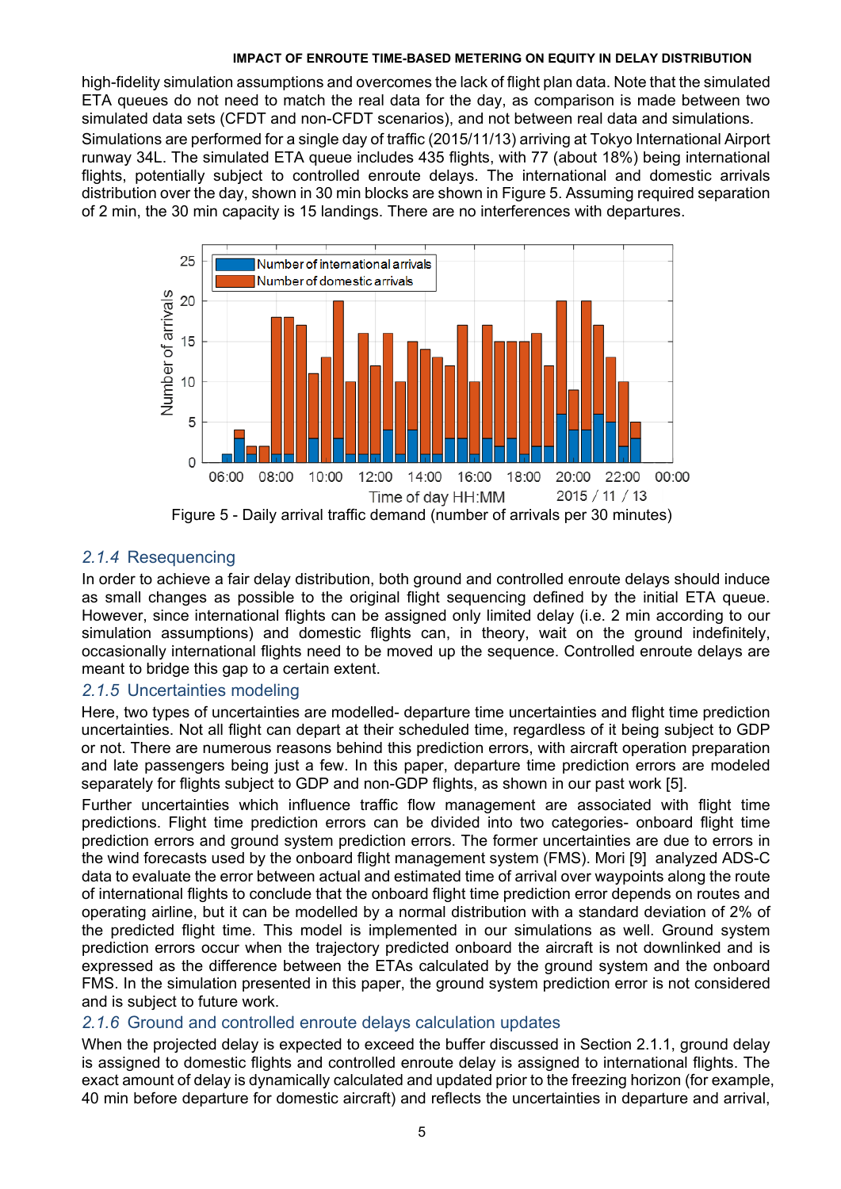high-fidelity simulation assumptions and overcomes the lack of flight plan data. Note that the simulated ETA queues do not need to match the real data for the day, as comparison is made between two simulated data sets (CFDT and non-CFDT scenarios), and not between real data and simulations.

Simulations are performed for a single day of traffic (2015/11/13) arriving at Tokyo International Airport runway 34L. The simulated ETA queue includes 435 flights, with 77 (about 18%) being international flights, potentially subject to controlled enroute delays. The international and domestic arrivals distribution over the day, shown in 30 min blocks are shown in Figure 5. Assuming required separation of 2 min, the 30 min capacity is 15 landings. There are no interferences with departures.

Figure 5 - Daily arrival traffic demand (number of arrivals per 30 minutes)

### *2.1.4* Resequencing

In order to achieve a fair delay distribution, both ground and controlled enroute delays should induce as small changes as possible to the original flight sequencing defined by the initial ETA queue. However, since international flights can be assigned only limited delay (i.e. 2 min according to our simulation assumptions) and domestic flights can, in theory, wait on the ground indefinitely, occasionally international flights need to be moved up the sequence. Controlled enroute delays are meant to bridge this gap to a certain extent.

### *2.1.5* Uncertainties modeling

Here, two types of uncertainties are modelled- departure time uncertainties and flight time prediction uncertainties. Not all flight can depart at their scheduled time, regardless of it being subject to GDP or not. There are numerous reasons behind this prediction errors, with aircraft operation preparation and late passengers being just a few. In this paper, departure time prediction errors are modeled separately for flights subject to GDP and non-GDP flights, as shown in our past work [5].

Further uncertainties which influence traffic flow management are associated with flight time predictions. Flight time prediction errors can be divided into two categories- onboard flight time prediction errors and ground system prediction errors. The former uncertainties are due to errors in the wind forecasts used by the onboard flight management system (FMS). Mori [9] analyzed ADS-C data to evaluate the error between actual and estimated time of arrival over waypoints along the route of international flights to conclude that the onboard flight time prediction error depends on routes and operating airline, but it can be modelled by a normal distribution with a standard deviation of 2% of the predicted flight time. This model is implemented in our simulations as well. Ground system prediction errors occur when the trajectory predicted onboard the aircraft is not downlinked and is expressed as the difference between the ETAs calculated by the ground system and the onboard FMS. In the simulation presented in this paper, the ground system prediction error is not considered and is subject to future work.

### *2.1.6* Ground and controlled enroute delays calculation updates

When the projected delay is expected to exceed the buffer discussed in Section 2.1.1, ground delay is assigned to domestic flights and controlled enroute delay is assigned to international flights. The exact amount of delay is dynamically calculated and updated prior to the freezing horizon (for example, 40 min before departure for domestic aircraft) and reflects the uncertainties in departure and arrival,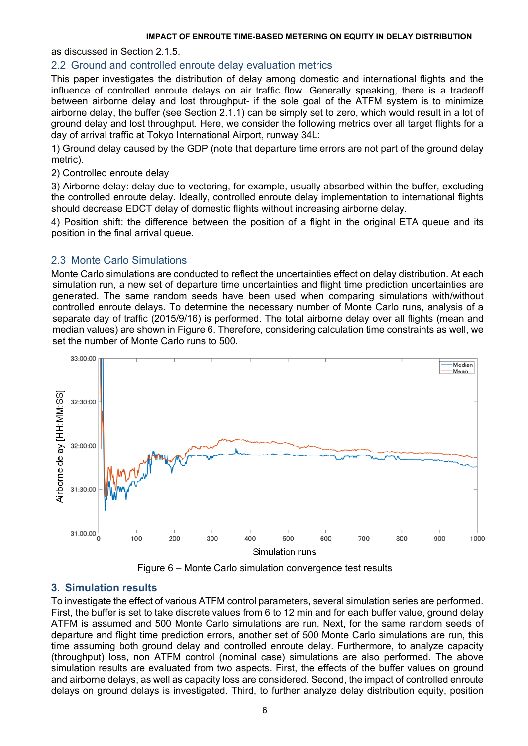as discussed in Section 2.1.5.

## 2.2 Ground and controlled enroute delay evaluation metrics

This paper investigates the distribution of delay among domestic and international flights and the influence of controlled enroute delays on air traffic flow. Generally speaking, there is a tradeoff between airborne delay and lost throughput- if the sole goal of the ATFM system is to minimize airborne delay, the buffer (see Section 2.1.1) can be simply set to zero, which would result in a lot of ground delay and lost throughput. Here, we consider the following metrics over all target flights for a day of arrival traffic at Tokyo International Airport, runway 34L:

1) Ground delay caused by the GDP (note that departure time errors are not part of the ground delay metric).

2) Controlled enroute delay

3) Airborne delay: delay due to vectoring, for example, usually absorbed within the buffer, excluding the controlled enroute delay. Ideally, controlled enroute delay implementation to international flights should decrease EDCT delay of domestic flights without increasing airborne delay.

4) Position shift: the difference between the position of a flight in the original ETA queue and its position in the final arrival queue.

## 2.3 Monte Carlo Simulations

Monte Carlo simulations are conducted to reflect the uncertainties effect on delay distribution. At each simulation run, a new set of departure time uncertainties and flight time prediction uncertainties are generated. The same random seeds have been used when comparing simulations with/without controlled enroute delays. To determine the necessary number of Monte Carlo runs, analysis of a separate day of traffic (2015/9/16) is performed. The total airborne delay over all flights (mean and median values) are shown in Figure 6. Therefore, considering calculation time constraints as well, we set the number of Monte Carlo runs to 500.

Figure 6 – Monte Carlo simulation convergence test results

# 3. Simulation results

To investigate the effect of various ATFM control parameters, several simulation series are performed. First, the buffer is set to take discrete values from 6 to 12 min and for each buffer value, ground delay ATFM is assumed and 500 Monte Carlo simulations are run. Next, for the same random seeds of departure and flight time prediction errors, another set of 500 Monte Carlo simulations are run, this time assuming both ground delay and controlled enroute delay. Furthermore, to analyze capacity (throughput) loss, non ATFM control (nominal case) simulations are also performed. The above simulation results are evaluated from two aspects. First, the effects of the buffer values on ground and airborne delays, as well as capacity loss are considered. Second, the impact of controlled enroute delays on ground delays is investigated. Third, to further analyze delay distribution equity, position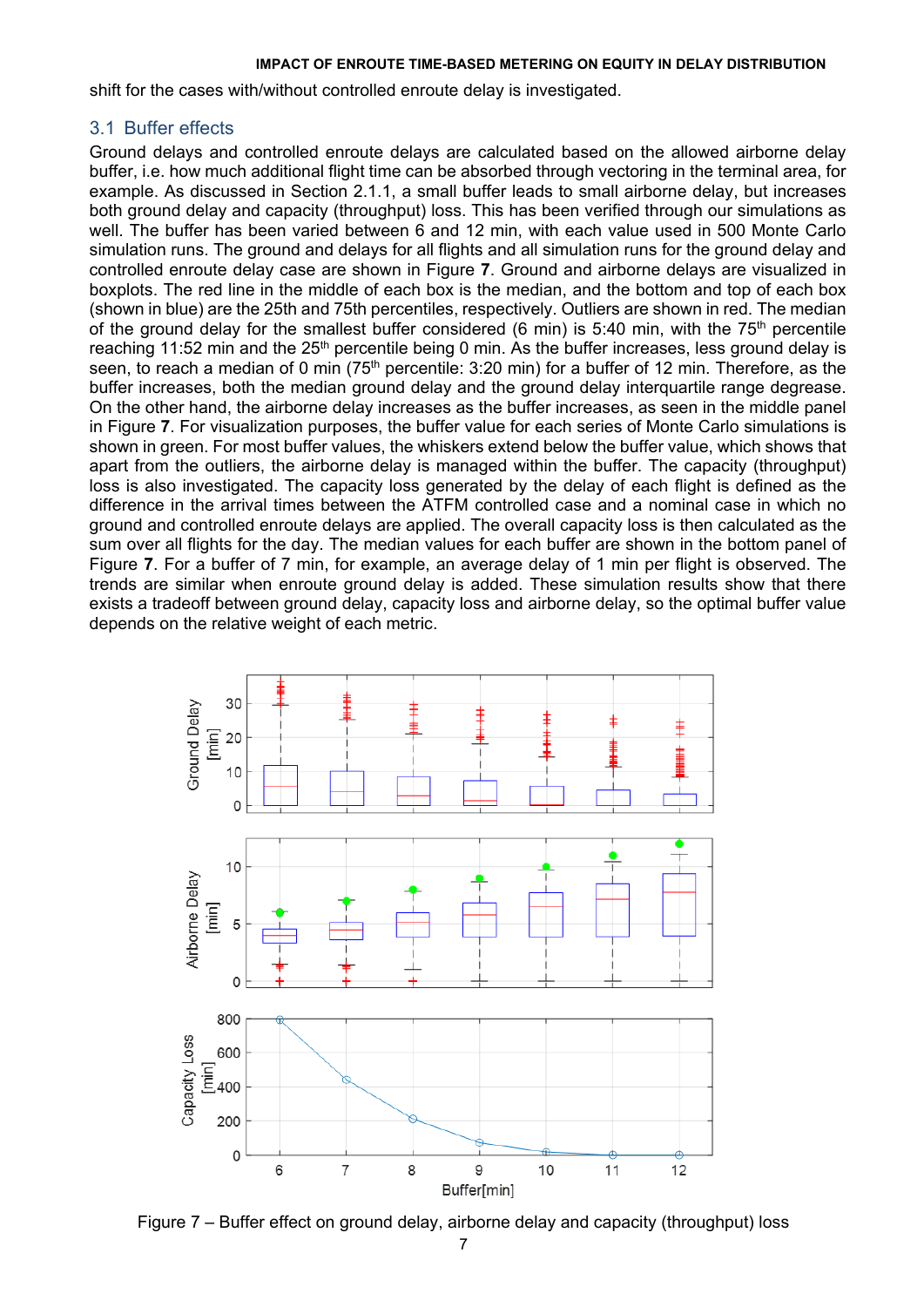shift for the cases with/without controlled enroute delay is investigated.

## 3.1 Buffer effects

Ground delays and controlled enroute delays are calculated based on the allowed airborne delay buffer, i.e. how much additional flight time can be absorbed through vectoring in the terminal area, for example. As discussed in Section 2.1.1, a small buffer leads to small airborne delay, but increases both ground delay and capacity (throughput) loss. This has been verified through our simulations as well. The buffer has been varied between 6 and 12 min, with each value used in 500 Monte Carlo simulation runs. The ground and delays for all flights and all simulation runs for the ground delay and controlled enroute delay case are shown in Figure **7**. Ground and airborne delays are visualized in boxplots. The red line in the middle of each box is the median, and the bottom and top of each box (shown in blue) are the 25th and 75th percentiles, respectively. Outliers are shown in red. The median of the ground delay for the smallest buffer considered (6 min) is 5:40 min, with the 75th percentile reaching 11:52 min and the 25th percentile being 0 min. As the buffer increases, less ground delay is seen, to reach a median of 0 min (75th percentile: 3:20 min) for a buffer of 12 min. Therefore, as the buffer increases, both the median ground delay and the ground delay interquartile range degrease. On the other hand, the airborne delay increases as the buffer increases, as seen in the middle panel in Figure **7**. For visualization purposes, the buffer value for each series of Monte Carlo simulations is shown in green. For most buffer values, the whiskers extend below the buffer value, which shows that apart from the outliers, the airborne delay is managed within the buffer. The capacity (throughput) loss is also investigated. The capacity loss generated by the delay of each flight is defined as the difference in the arrival times between the ATFM controlled case and a nominal case in which no ground and controlled enroute delays are applied. The overall capacity loss is then calculated as the sum over all flights for the day. The median values for each buffer are shown in the bottom panel of Figure **7**. For a buffer of 7 min, for example, an average delay of 1 min per flight is observed. The trends are similar when enroute ground delay is added. These simulation results show that there exists a tradeoff between ground delay, capacity loss and airborne delay, so the optimal buffer value depends on the relative weight of each metric.

Figure 7 – Buffer effect on ground delay, airborne delay and capacity (throughput) loss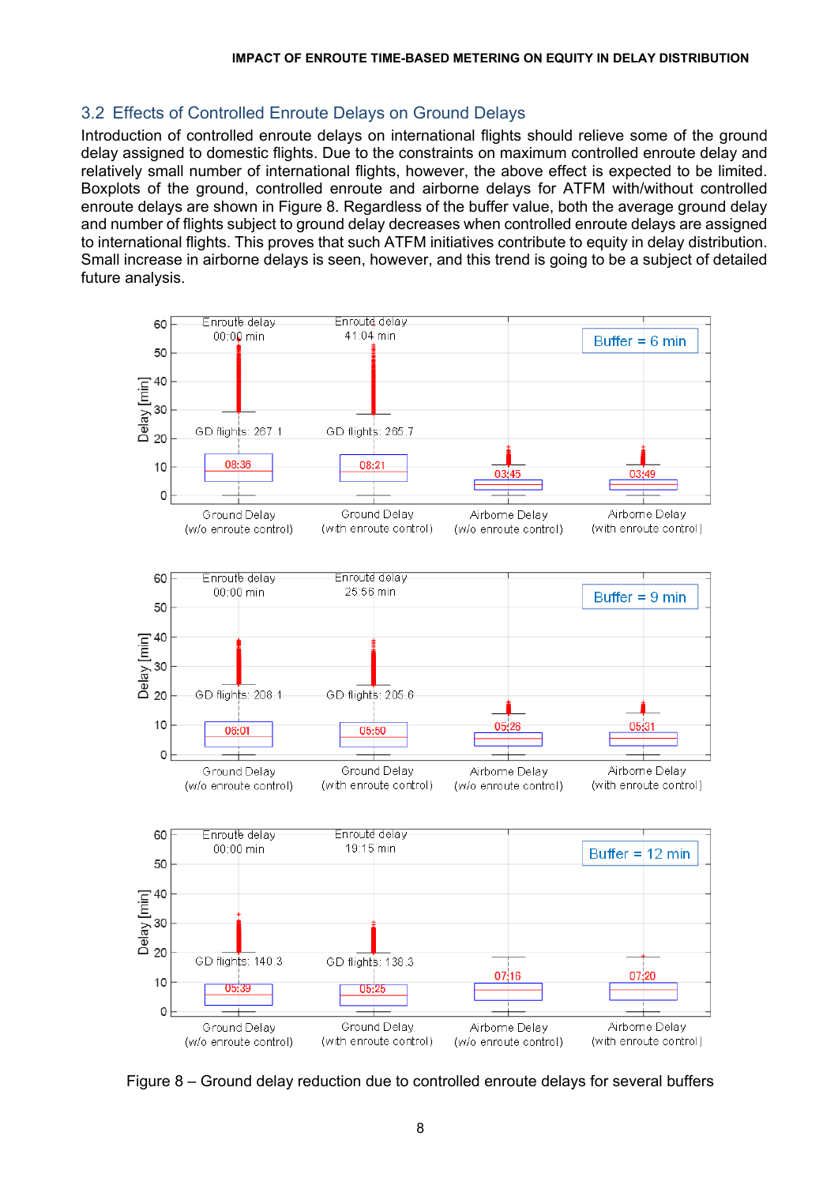## 3.2 Effects of Controlled Enroute Delays on Ground Delays

Introduction of controlled enroute delays on international flights should relieve some of the ground delay assigned to domestic flights. Due to the constraints on maximum controlled enroute delay and relatively small number of international flights, however, the above effect is expected to be limited. Boxplots of the ground, controlled enroute and airborne delays for ATFM with/without controlled enroute delays are shown in Figure 8. Regardless of the buffer value, both the average ground delay and number of flights subject to ground delay decreases when controlled enroute delays are assigned to international flights. This proves that such ATFM initiatives contribute to equity in delay distribution. Small increase in airborne delays is seen, however, and this trend is going to be a subject of detailed future analysis.

Figure 8 – Ground delay reduction due to controlled enroute delays for several buffers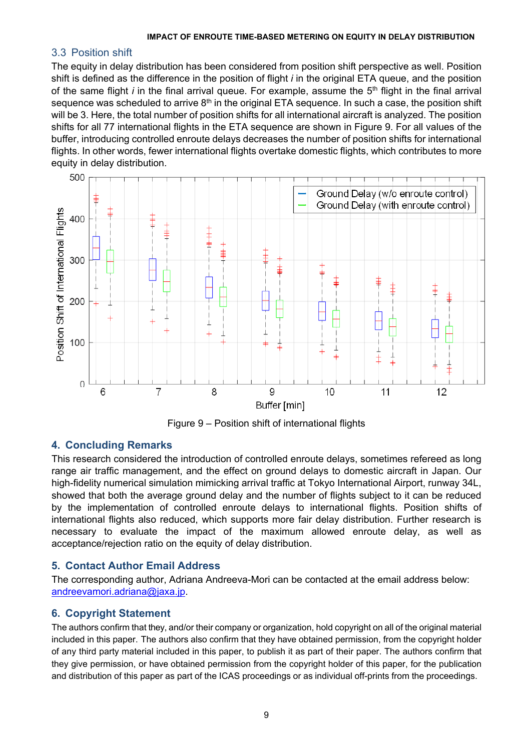### 3.3 Position shift

The equity in delay distribution has been considered from position shift perspective as well. Position shift is defined as the difference in the position of flight *i* in the original ETA queue, and the position of the same flight *i* in the final arrival queue. For example, assume the 5th flight in the final arrival sequence was scheduled to arrive 8th in the original ETA sequence. In such a case, the position shift will be 3. Here, the total number of position shifts for all international aircraft is analyzed. The position shifts for all 77 international flights in the ETA sequence are shown in Figure 9. For all values of the buffer, introducing controlled enroute delays decreases the number of position shifts for international flights. In other words, fewer international flights overtake domestic flights, which contributes to more equity in delay distribution.

Figure 9 – Position shift of international flights

## 4. Concluding Remarks

This research considered the introduction of controlled enroute delays, sometimes refereed as long range air traffic management, and the effect on ground delays to domestic aircraft in Japan. Our high-fidelity numerical simulation mimicking arrival traffic at Tokyo International Airport, runway 34L, showed that both the average ground delay and the number of flights subject to it can be reduced by the implementation of controlled enroute delays to international flights. Position shifts of international flights also reduced, which supports more fair delay distribution. Further research is necessary to evaluate the impact of the maximum allowed enroute delay, as well as acceptance/rejection ratio on the equity of delay distribution.

## 5. Contact Author Email Address

The corresponding author, Adriana Andreeva-Mori can be contacted at the email address below: andreevamori.adriana@jaxa.jp.

## 6. Copyright Statement

The authors confirm that they, and/or their company or organization, hold copyright on all of the original material included in this paper. The authors also confirm that they have obtained permission, from the copyright holder of any third party material included in this paper, to publish it as part of their paper. The authors confirm that they give permission, or have obtained permission from the copyright holder of this paper, for the publication and distribution of this paper as part of the ICAS proceedings or as individual off-prints from the proceedings.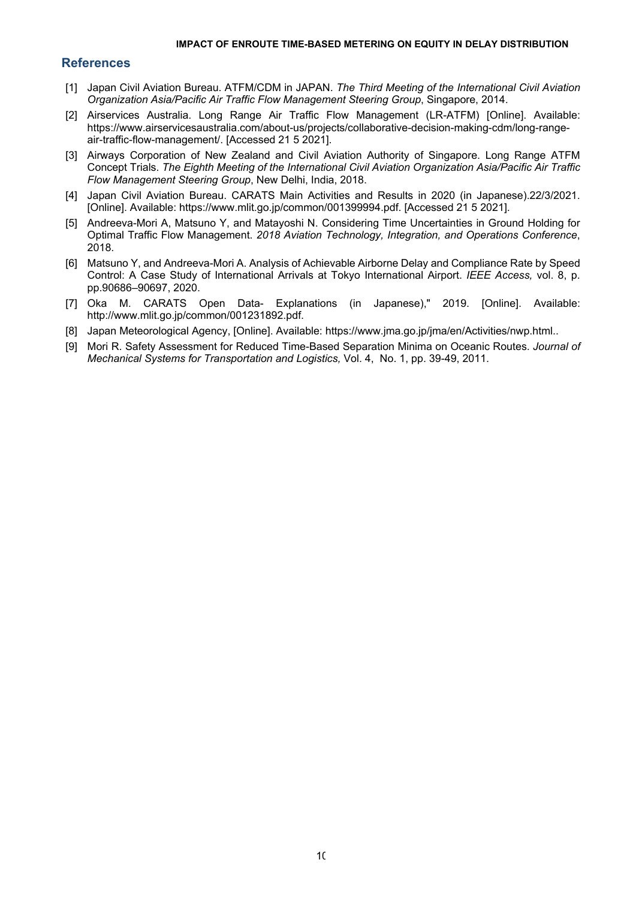## References

[1] Japan Civil Aviation Bureau. ATFM/CDM in JAPAN. *The Third Meeting of the International Civil Aviation Organization Asia/Pacific Air Traffic Flow Management Steering Group*, Singapore, 2014.

[2] Airservices Australia. Long Range Air Traffic Flow Management (LR-ATFM) [Online]. Available: https://www.airservicesaustralia.com/about-us/projects/collaborative-decision-making-cdm/long-range-air-traffic-flow-management/. [Accessed 21 5 2021].

[3] Airways Corporation of New Zealand and Civil Aviation Authority of Singapore. Long Range ATFM Concept Trials. *The Eighth Meeting of the International Civil Aviation Organization Asia/Pacific Air Traffic Flow Management Steering Group*, New Delhi, India, 2018.

[4] Japan Civil Aviation Bureau. CARATS Main Activities and Results in 2020 (in Japanese).22/3/2021. [Online]. Available: https://www.mlit.go.jp/common/001399994.pdf. [Accessed 21 5 2021].

[5] Andreeva-Mori A, Matsuno Y, and Matayoshi N. Considering Time Uncertainties in Ground Holding for Optimal Traffic Flow Management. *2018 Aviation Technology, Integration, and Operations Conference*, 2018.

[6] Matsuno Y, and Andreeva-Mori A. Analysis of Achievable Airborne Delay and Compliance Rate by Speed Control: A Case Study of International Arrivals at Tokyo International Airport. *IEEE Access,* vol. 8, p. pp.90686–90697, 2020.

[7] Oka M. CARATS Open Data- Explanations (in Japanese)," 2019. [Online]. Available: http://www.mlit.go.jp/common/001231892.pdf.

[8] Japan Meteorological Agency, [Online]. Available: https://www.jma.go.jp/jma/en/Activities/nwp.html..

[9] Mori R. Safety Assessment for Reduced Time-Based Separation Minima on Oceanic Routes. *Journal of Mechanical Systems for Transportation and Logistics,* Vol. 4, No. 1, pp. 39-49, 2011.